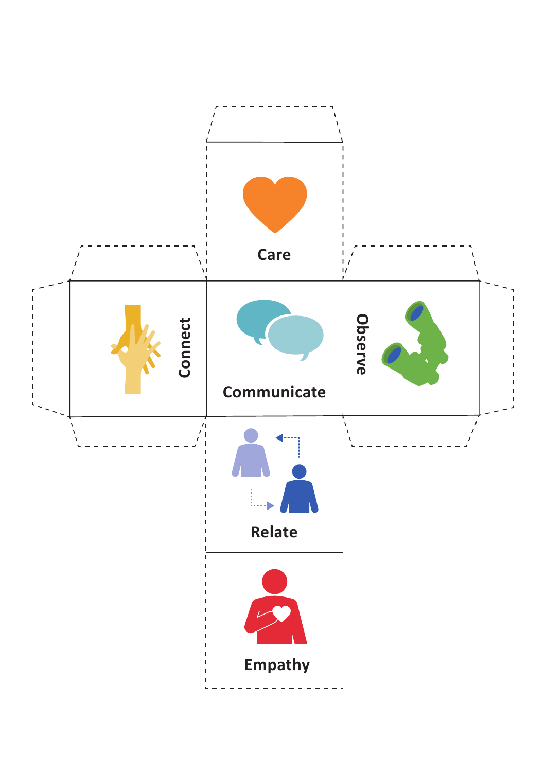Care

Connect

Communicate

Observe

Relate

Empathy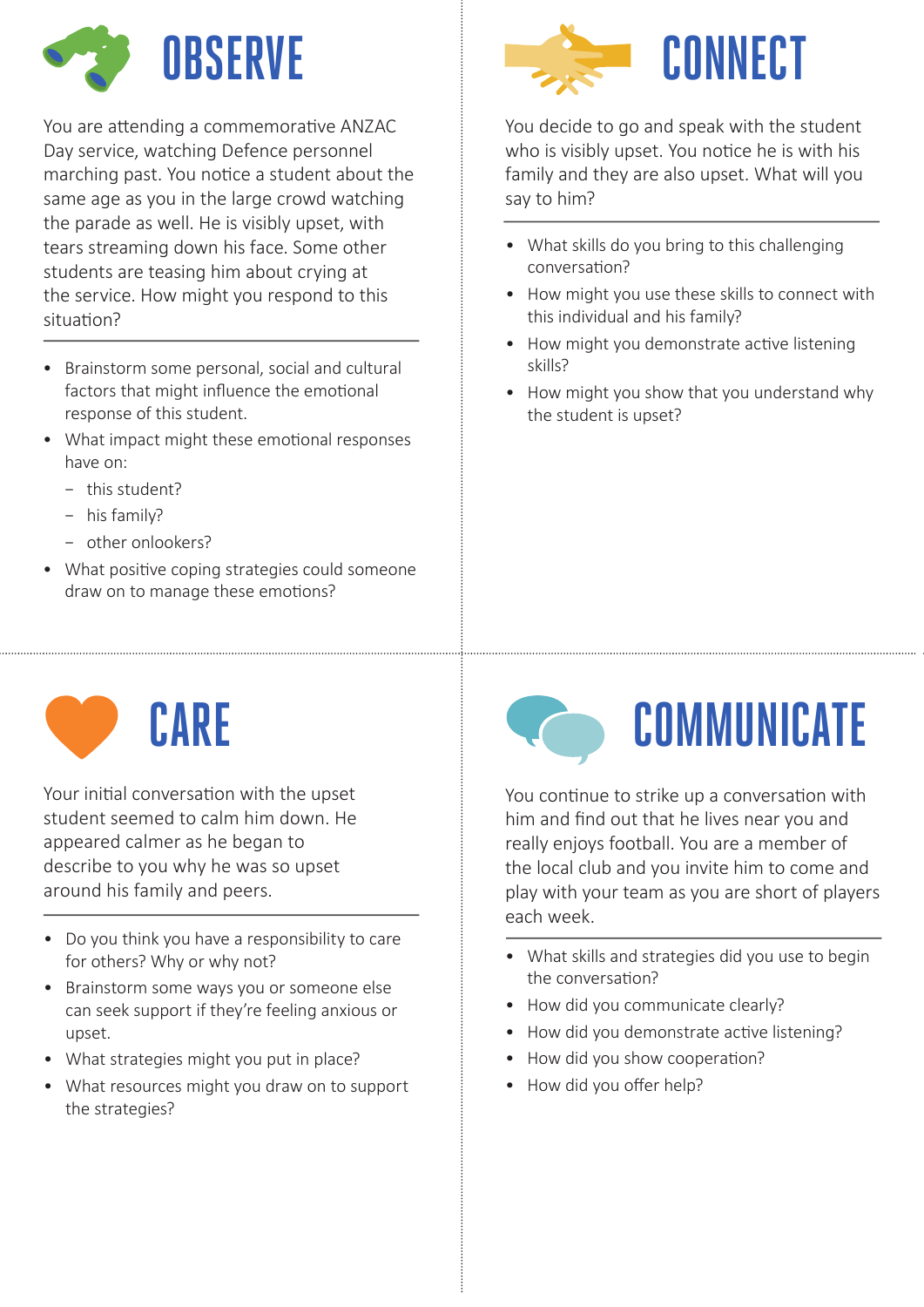# OBSERVE

You are attending a commemorative ANZAC Day service, watching Defence personnel marching past. You notice a student about the same age as you in the large crowd watching the parade as well. He is visibly upset, with tears streaming down his face. Some other students are teasing him about crying at the service. How might you respond to this situation?

- Brainstorm some personal, social and cultural factors that might influence the emotional response of this student.
- What impact might these emotional responses have on:
  - this student?
  - his family?
  - other onlookers?
- What positive coping strategies could someone draw on to manage these emotions?

# CONNECT

You decide to go and speak with the student who is visibly upset. You notice he is with his family and they are also upset. What will you say to him?

- What skills do you bring to this challenging conversation?
- How might you use these skills to connect with this individual and his family?
- How might you demonstrate active listening skills?
- How might you show that you understand why the student is upset?

# CARE

Your initial conversation with the upset student seemed to calm him down. He appeared calmer as he began to describe to you why he was so upset around his family and peers.

- Do you think you have a responsibility to care for others? Why or why not?
- Brainstorm some ways you or someone else can seek support if they're feeling anxious or upset.
- What strategies might you put in place?
- What resources might you draw on to support the strategies?

# COMMUNICATE

You continue to strike up a conversation with him and find out that he lives near you and really enjoys football. You are a member of the local club and you invite him to come and play with your team as you are short of players each week.

- What skills and strategies did you use to begin the conversation?
- How did you communicate clearly?
- How did you demonstrate active listening?
- How did you show cooperation?
- How did you offer help?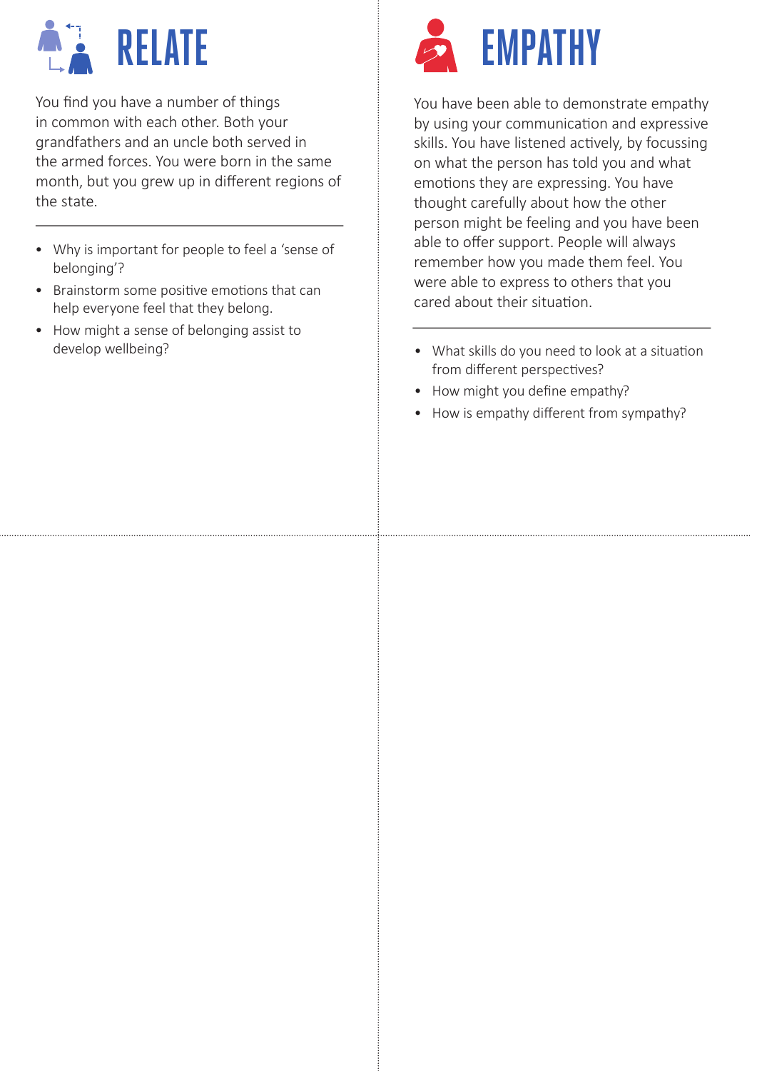# RELATE

You find you have a number of things in common with each other. Both your grandfathers and an uncle both served in the armed forces. You were born in the same month, but you grew up in different regions of the state.

---

- Why is important for people to feel a 'sense of belonging'?
- Brainstorm some positive emotions that can help everyone feel that they belong.
- How might a sense of belonging assist to develop wellbeing?

# EMPATHY

You have been able to demonstrate empathy by using your communication and expressive skills. You have listened actively, by focussing on what the person has told you and what emotions they are expressing. You have thought carefully about how the other person might be feeling and you have been able to offer support. People will always remember how you made them feel. You were able to express to others that you cared about their situation.

---

- What skills do you need to look at a situation from different perspectives?
- How might you define empathy?
- How is empathy different from sympathy?